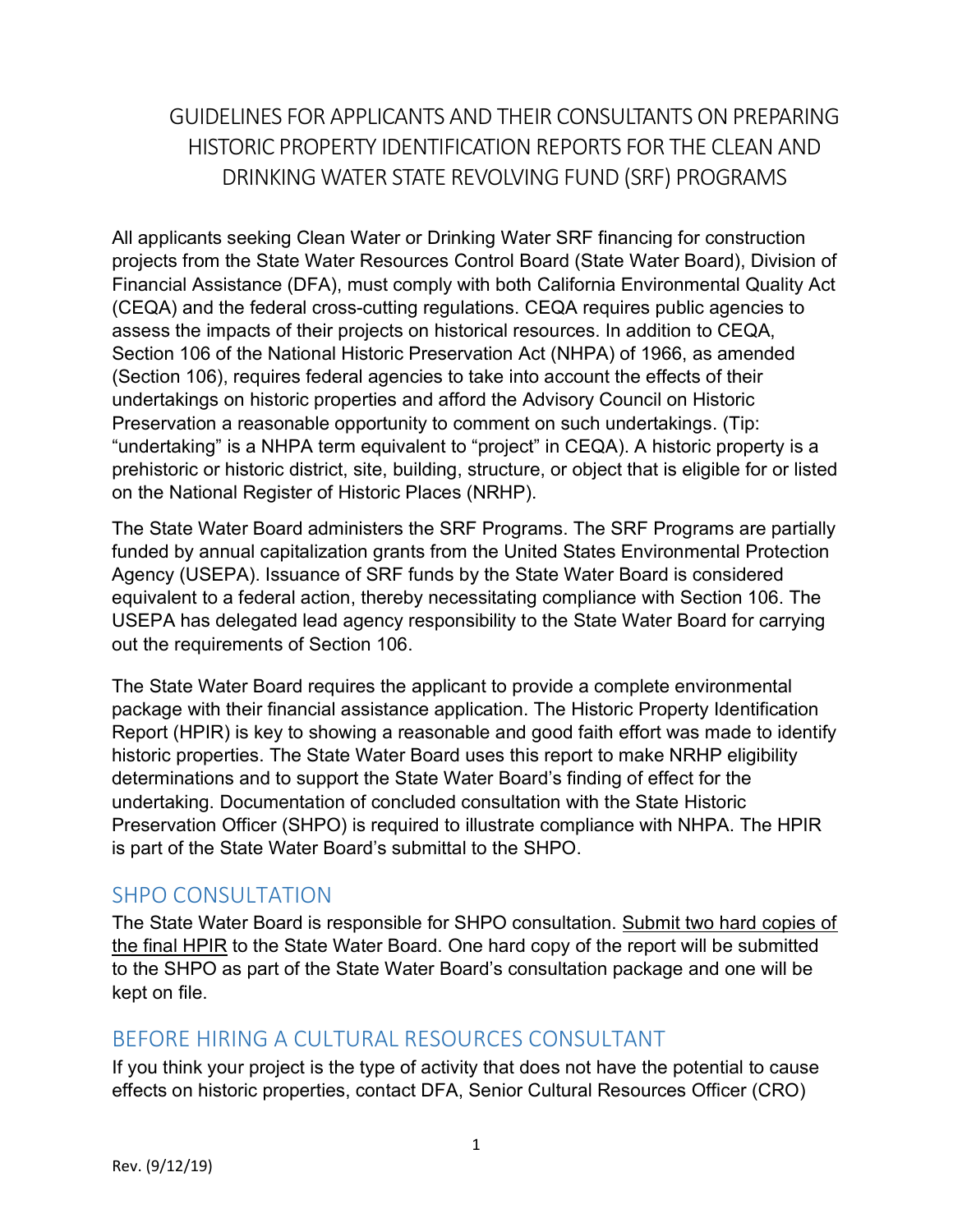# GUIDELINES FOR APPLICANTS AND THEIR CONSULTANTS ON PREPARING HISTORIC PROPERTY IDENTIFICATION REPORTS FOR THE CLEAN AND DRINKING WATER STATE REVOLVING FUND (SRF) PROGRAMS

All applicants seeking Clean Water or Drinking Water SRF financing for construction projects from the State Water Resources Control Board (State Water Board), Division of Financial Assistance (DFA), must comply with both California Environmental Quality Act (CEQA) and the federal cross-cutting regulations. CEQA requires public agencies to assess the impacts of their projects on historical resources. In addition to CEQA, Section 106 of the National Historic Preservation Act (NHPA) of 1966, as amended (Section 106), requires federal agencies to take into account the effects of their undertakings on historic properties and afford the Advisory Council on Historic Preservation a reasonable opportunity to comment on such undertakings. (Tip: "undertaking" is a NHPA term equivalent to "project" in CEQA). A historic property is a prehistoric or historic district, site, building, structure, or object that is eligible for or listed on the National Register of Historic Places (NRHP).

The State Water Board administers the SRF Programs. The SRF Programs are partially funded by annual capitalization grants from the United States Environmental Protection Agency (USEPA). Issuance of SRF funds by the State Water Board is considered equivalent to a federal action, thereby necessitating compliance with Section 106. The USEPA has delegated lead agency responsibility to the State Water Board for carrying out the requirements of Section 106.

The State Water Board requires the applicant to provide a complete environmental package with their financial assistance application. The Historic Property Identification Report (HPIR) is key to showing a reasonable and good faith effort was made to identify historic properties. The State Water Board uses this report to make NRHP eligibility determinations and to support the State Water Board's finding of effect for the undertaking. Documentation of concluded consultation with the State Historic Preservation Officer (SHPO) is required to illustrate compliance with NHPA. The HPIR is part of the State Water Board's submittal to the SHPO.

## SHPO CONSULTATION

The State Water Board is responsible for SHPO consultation. Submit two hard copies of the final HPIR to the State Water Board. One hard copy of the report will be submitted to the SHPO as part of the State Water Board's consultation package and one will be kept on file.

## BEFORE HIRING A CULTURAL RESOURCES CONSULTANT

If you think your project is the type of activity that does not have the potential to cause effects on historic properties, contact DFA, Senior Cultural Resources Officer (CRO)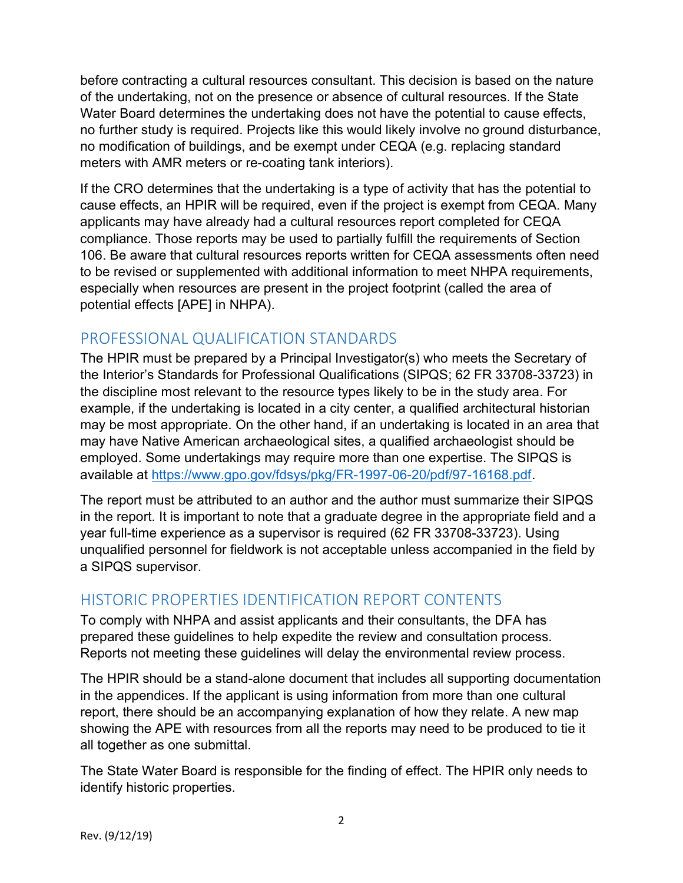before contracting a cultural resources consultant. This decision is based on the nature of the undertaking, not on the presence or absence of cultural resources. If the State Water Board determines the undertaking does not have the potential to cause effects, no further study is required. Projects like this would likely involve no ground disturbance, no modification of buildings, and be exempt under CEQA (e.g. replacing standard meters with AMR meters or re-coating tank interiors).

If the CRO determines that the undertaking is a type of activity that has the potential to cause effects, an HPIR will be required, even if the project is exempt from CEQA. Many applicants may have already had a cultural resources report completed for CEQA compliance. Those reports may be used to partially fulfill the requirements of Section 106. Be aware that cultural resources reports written for CEQA assessments often need to be revised or supplemented with additional information to meet NHPA requirements, especially when resources are present in the project footprint (called the area of potential effects [APE] in NHPA).

## PROFESSIONAL QUALIFICATION STANDARDS

The HPIR must be prepared by a Principal Investigator(s) who meets the Secretary of the Interior's Standards for Professional Qualifications (SIPQS; 62 FR 33708-33723) in the discipline most relevant to the resource types likely to be in the study area. For example, if the undertaking is located in a city center, a qualified architectural historian may be most appropriate. On the other hand, if an undertaking is located in an area that may have Native American archaeological sites, a qualified archaeologist should be employed. Some undertakings may require more than one expertise. The SIPQS is available at https://www.gpo.gov/fdsys/pkg/FR-1997-06-20/pdf/97-16168.pdf.

The report must be attributed to an author and the author must summarize their SIPQS in the report. It is important to note that a graduate degree in the appropriate field and a year full-time experience as a supervisor is required (62 FR 33708-33723). Using unqualified personnel for fieldwork is not acceptable unless accompanied in the field by a SIPQS supervisor.

## HISTORIC PROPERTIES IDENTIFICATION REPORT CONTENTS

To comply with NHPA and assist applicants and their consultants, the DFA has prepared these guidelines to help expedite the review and consultation process. Reports not meeting these guidelines will delay the environmental review process.

The HPIR should be a stand-alone document that includes all supporting documentation in the appendices. If the applicant is using information from more than one cultural report, there should be an accompanying explanation of how they relate. A new map showing the APE with resources from all the reports may need to be produced to tie it all together as one submittal.

The State Water Board is responsible for the finding of effect. The HPIR only needs to identify historic properties.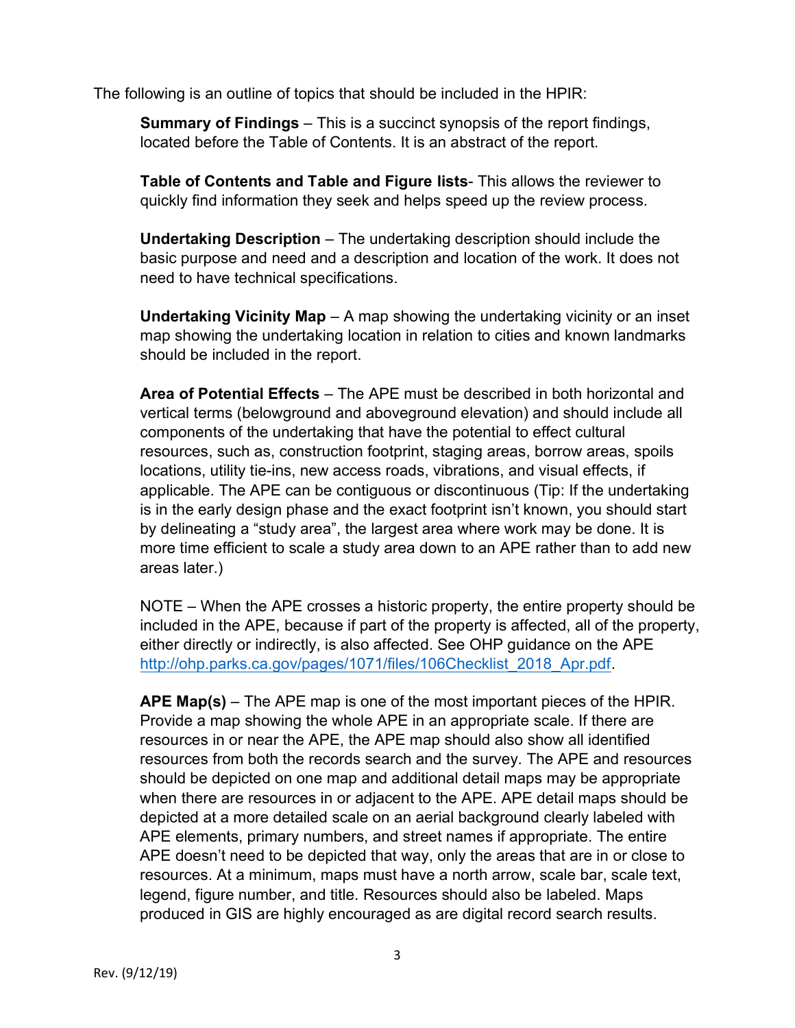The following is an outline of topics that should be included in the HPIR:

**Summary of Findings** – This is a succinct synopsis of the report findings, located before the Table of Contents. It is an abstract of the report.

**Table of Contents and Table and Figure lists**- This allows the reviewer to quickly find information they seek and helps speed up the review process.

**Undertaking Description** – The undertaking description should include the basic purpose and need and a description and location of the work. It does not need to have technical specifications.

**Undertaking Vicinity Map** – A map showing the undertaking vicinity or an inset map showing the undertaking location in relation to cities and known landmarks should be included in the report.

**Area of Potential Effects** – The APE must be described in both horizontal and vertical terms (belowground and aboveground elevation) and should include all components of the undertaking that have the potential to effect cultural resources, such as, construction footprint, staging areas, borrow areas, spoils locations, utility tie-ins, new access roads, vibrations, and visual effects, if applicable. The APE can be contiguous or discontinuous (Tip: If the undertaking is in the early design phase and the exact footprint isn't known, you should start by delineating a "study area", the largest area where work may be done. It is more time efficient to scale a study area down to an APE rather than to add new areas later.)

NOTE – When the APE crosses a historic property, the entire property should be included in the APE, because if part of the property is affected, all of the property, either directly or indirectly, is also affected. See OHP guidance on the APE http://ohp.parks.ca.gov/pages/1071/files/106Checklist_2018_Apr.pdf.

**APE Map(s)** – The APE map is one of the most important pieces of the HPIR. Provide a map showing the whole APE in an appropriate scale. If there are resources in or near the APE, the APE map should also show all identified resources from both the records search and the survey. The APE and resources should be depicted on one map and additional detail maps may be appropriate when there are resources in or adjacent to the APE. APE detail maps should be depicted at a more detailed scale on an aerial background clearly labeled with APE elements, primary numbers, and street names if appropriate. The entire APE doesn't need to be depicted that way, only the areas that are in or close to resources. At a minimum, maps must have a north arrow, scale bar, scale text, legend, figure number, and title. Resources should also be labeled. Maps produced in GIS are highly encouraged as are digital record search results.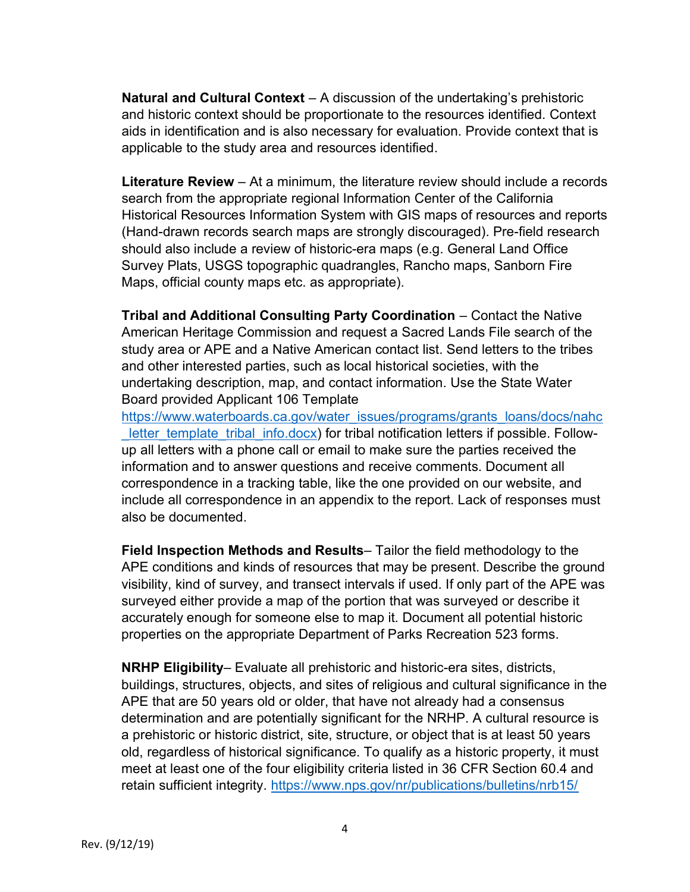**Natural and Cultural Context** – A discussion of the undertaking's prehistoric and historic context should be proportionate to the resources identified. Context aids in identification and is also necessary for evaluation. Provide context that is applicable to the study area and resources identified.

**Literature Review** – At a minimum, the literature review should include a records search from the appropriate regional Information Center of the California Historical Resources Information System with GIS maps of resources and reports (Hand-drawn records search maps are strongly discouraged). Pre-field research should also include a review of historic-era maps (e.g. General Land Office Survey Plats, USGS topographic quadrangles, Rancho maps, Sanborn Fire Maps, official county maps etc. as appropriate).

**Tribal and Additional Consulting Party Coordination** – Contact the Native American Heritage Commission and request a Sacred Lands File search of the study area or APE and a Native American contact list. Send letters to the tribes and other interested parties, such as local historical societies, with the undertaking description, map, and contact information. Use the State Water Board provided Applicant 106 Template https://www.waterboards.ca.gov/water_issues/programs/grants_loans/docs/nahc_letter_template_tribal_info.docx) for tribal notification letters if possible. Follow-up all letters with a phone call or email to make sure the parties received the information and to answer questions and receive comments. Document all correspondence in a tracking table, like the one provided on our website, and include all correspondence in an appendix to the report. Lack of responses must also be documented.

**Field Inspection Methods and Results**– Tailor the field methodology to the APE conditions and kinds of resources that may be present. Describe the ground visibility, kind of survey, and transect intervals if used. If only part of the APE was surveyed either provide a map of the portion that was surveyed or describe it accurately enough for someone else to map it. Document all potential historic properties on the appropriate Department of Parks Recreation 523 forms.

**NRHP Eligibility**– Evaluate all prehistoric and historic-era sites, districts, buildings, structures, objects, and sites of religious and cultural significance in the APE that are 50 years old or older, that have not already had a consensus determination and are potentially significant for the NRHP. A cultural resource is a prehistoric or historic district, site, structure, or object that is at least 50 years old, regardless of historical significance. To qualify as a historic property, it must meet at least one of the four eligibility criteria listed in 36 CFR Section 60.4 and retain sufficient integrity. https://www.nps.gov/nr/publications/bulletins/nrb15/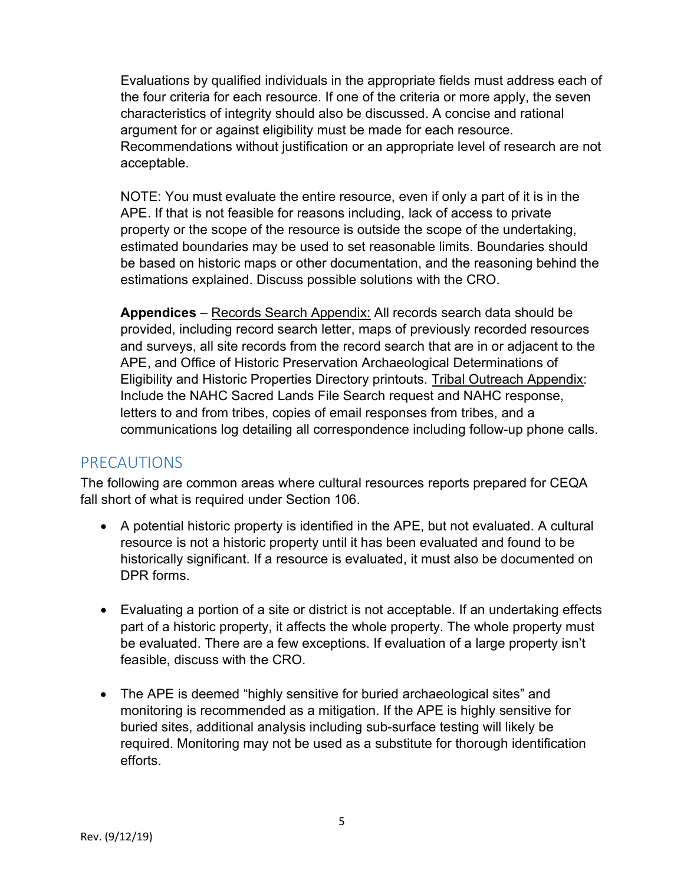Evaluations by qualified individuals in the appropriate fields must address each of the four criteria for each resource. If one of the criteria or more apply, the seven characteristics of integrity should also be discussed. A concise and rational argument for or against eligibility must be made for each resource. Recommendations without justification or an appropriate level of research are not acceptable.

NOTE: You must evaluate the entire resource, even if only a part of it is in the APE. If that is not feasible for reasons including, lack of access to private property or the scope of the resource is outside the scope of the undertaking, estimated boundaries may be used to set reasonable limits. Boundaries should be based on historic maps or other documentation, and the reasoning behind the estimations explained. Discuss possible solutions with the CRO.

**Appendices** – <u>Records Search Appendix:</u> All records search data should be provided, including record search letter, maps of previously recorded resources and surveys, all site records from the record search that are in or adjacent to the APE, and Office of Historic Preservation Archaeological Determinations of Eligibility and Historic Properties Directory printouts. <u>Tribal Outreach Appendix</u>: Include the NAHC Sacred Lands File Search request and NAHC response, letters to and from tribes, copies of email responses from tribes, and a communications log detailing all correspondence including follow-up phone calls.

## PRECAUTIONS

The following are common areas where cultural resources reports prepared for CEQA fall short of what is required under Section 106.

- A potential historic property is identified in the APE, but not evaluated. A cultural resource is not a historic property until it has been evaluated and found to be historically significant. If a resource is evaluated, it must also be documented on DPR forms.

- Evaluating a portion of a site or district is not acceptable. If an undertaking effects part of a historic property, it affects the whole property. The whole property must be evaluated. There are a few exceptions. If evaluation of a large property isn't feasible, discuss with the CRO.

- The APE is deemed "highly sensitive for buried archaeological sites" and monitoring is recommended as a mitigation. If the APE is highly sensitive for buried sites, additional analysis including sub-surface testing will likely be required. Monitoring may not be used as a substitute for thorough identification efforts.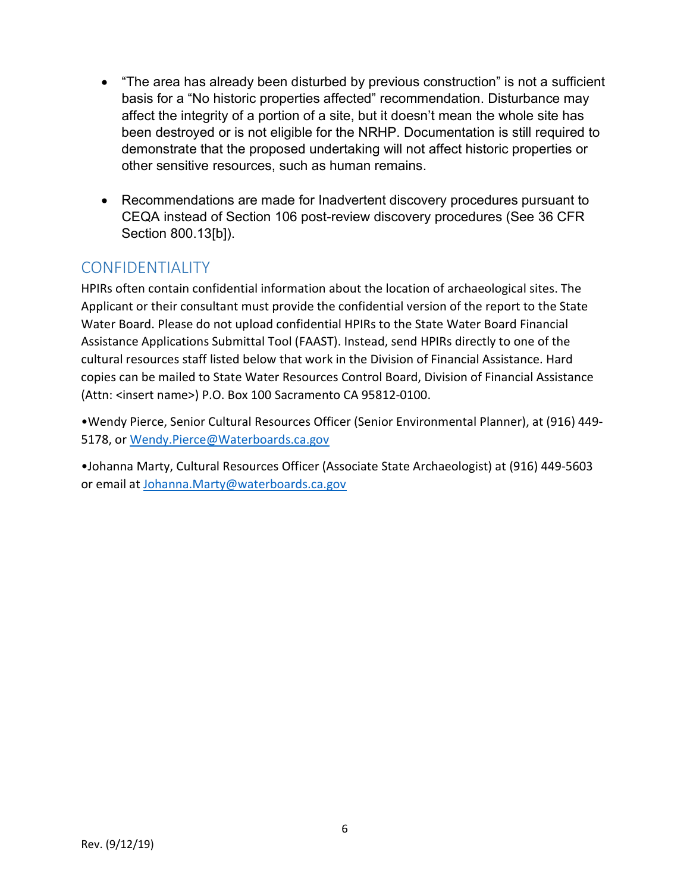- "The area has already been disturbed by previous construction" is not a sufficient basis for a "No historic properties affected" recommendation. Disturbance may affect the integrity of a portion of a site, but it doesn't mean the whole site has been destroyed or is not eligible for the NRHP. Documentation is still required to demonstrate that the proposed undertaking will not affect historic properties or other sensitive resources, such as human remains.

- Recommendations are made for Inadvertent discovery procedures pursuant to CEQA instead of Section 106 post-review discovery procedures (See 36 CFR Section 800.13[b]).

## CONFIDENTIALITY

HPIRs often contain confidential information about the location of archaeological sites. The Applicant or their consultant must provide the confidential version of the report to the State Water Board. Please do not upload confidential HPIRs to the State Water Board Financial Assistance Applications Submittal Tool (FAAST). Instead, send HPIRs directly to one of the cultural resources staff listed below that work in the Division of Financial Assistance. Hard copies can be mailed to State Water Resources Control Board, Division of Financial Assistance (Attn: <insert name>) P.O. Box 100 Sacramento CA 95812-0100.

•Wendy Pierce, Senior Cultural Resources Officer (Senior Environmental Planner), at (916) 449-5178, or Wendy.Pierce@Waterboards.ca.gov

•Johanna Marty, Cultural Resources Officer (Associate State Archaeologist) at (916) 449-5603 or email at Johanna.Marty@waterboards.ca.gov

Rev. (9/12/19)